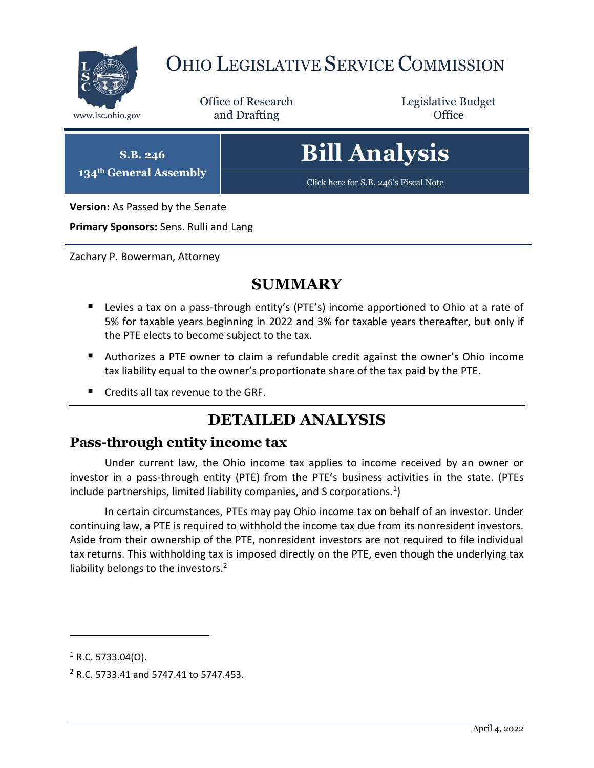# OHIO LEGISLATIVE SERVICE COMMISSION

www.lsc.ohio.gov

Office of Research and Drafting

Legislative Budget Office

**S.B. 246**
**134th General Assembly**

# Bill Analysis

Click here for S.B. 246's Fiscal Note

**Version:** As Passed by the Senate

**Primary Sponsors:** Sens. Rulli and Lang

Zachary P. Bowerman, Attorney

## SUMMARY

- Levies a tax on a pass-through entity's (PTE's) income apportioned to Ohio at a rate of 5% for taxable years beginning in 2022 and 3% for taxable years thereafter, but only if the PTE elects to become subject to the tax.
- Authorizes a PTE owner to claim a refundable credit against the owner's Ohio income tax liability equal to the owner's proportionate share of the tax paid by the PTE.
- Credits all tax revenue to the GRF.

## DETAILED ANALYSIS

### Pass-through entity income tax

Under current law, the Ohio income tax applies to income received by an owner or investor in a pass-through entity (PTE) from the PTE's business activities in the state. (PTEs include partnerships, limited liability companies, and S corporations.[1])

In certain circumstances, PTEs may pay Ohio income tax on behalf of an investor. Under continuing law, a PTE is required to withhold the income tax due from its nonresident investors. Aside from their ownership of the PTE, nonresident investors are not required to file individual tax returns. This withholding tax is imposed directly on the PTE, even though the underlying tax liability belongs to the investors.[2]

---

[1] R.C. 5733.04(O).

[2] R.C. 5733.41 and 5747.41 to 5747.453.

April 4, 2022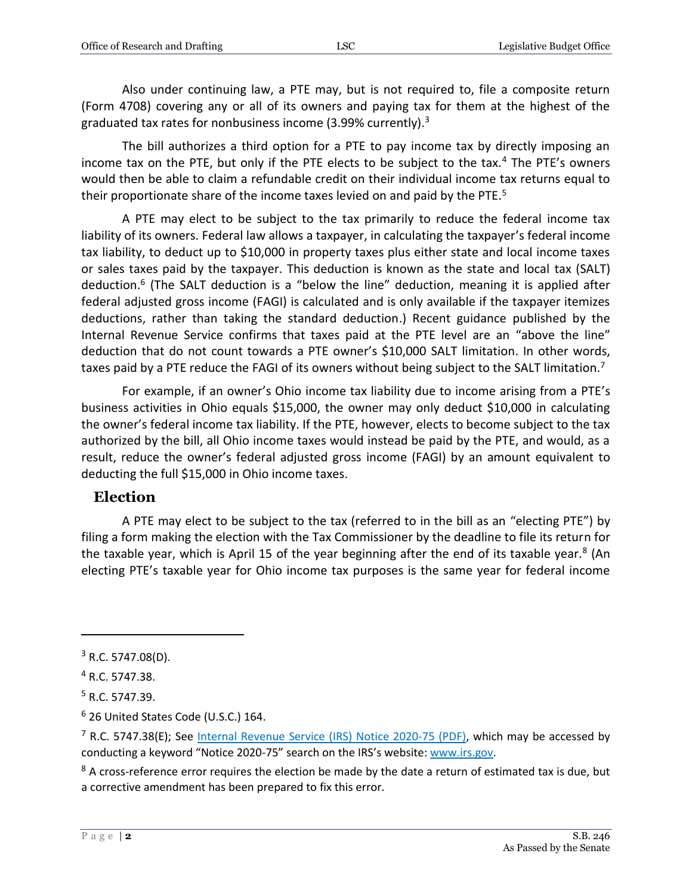Also under continuing law, a PTE may, but is not required to, file a composite return (Form 4708) covering any or all of its owners and paying tax for them at the highest of the graduated tax rates for nonbusiness income (3.99% currently).[3]

The bill authorizes a third option for a PTE to pay income tax by directly imposing an income tax on the PTE, but only if the PTE elects to be subject to the tax.[4] The PTE's owners would then be able to claim a refundable credit on their individual income tax returns equal to their proportionate share of the income taxes levied on and paid by the PTE.[5]

A PTE may elect to be subject to the tax primarily to reduce the federal income tax liability of its owners. Federal law allows a taxpayer, in calculating the taxpayer's federal income tax liability, to deduct up to $10,000 in property taxes plus either state and local income taxes or sales taxes paid by the taxpayer. This deduction is known as the state and local tax (SALT) deduction.[6] (The SALT deduction is a "below the line" deduction, meaning it is applied after federal adjusted gross income (FAGI) is calculated and is only available if the taxpayer itemizes deductions, rather than taking the standard deduction.) Recent guidance published by the Internal Revenue Service confirms that taxes paid at the PTE level are an "above the line" deduction that do not count towards a PTE owner's $10,000 SALT limitation. In other words, taxes paid by a PTE reduce the FAGI of its owners without being subject to the SALT limitation.[7]

For example, if an owner's Ohio income tax liability due to income arising from a PTE's business activities in Ohio equals $15,000, the owner may only deduct $10,000 in calculating the owner's federal income tax liability. If the PTE, however, elects to become subject to the tax authorized by the bill, all Ohio income taxes would instead be paid by the PTE, and would, as a result, reduce the owner's federal adjusted gross income (FAGI) by an amount equivalent to deducting the full $15,000 in Ohio income taxes.

## Election

A PTE may elect to be subject to the tax (referred to in the bill as an "electing PTE") by filing a form making the election with the Tax Commissioner by the deadline to file its return for the taxable year, which is April 15 of the year beginning after the end of its taxable year.[8] (An electing PTE's taxable year for Ohio income tax purposes is the same year for federal income

---

[3] R.C. 5747.08(D).

[4] R.C. 5747.38.

[5] R.C. 5747.39.

[6] 26 United States Code (U.S.C.) 164.

[7] R.C. 5747.38(E); See Internal Revenue Service (IRS) Notice 2020-75 (PDF), which may be accessed by conducting a keyword "Notice 2020-75" search on the IRS's website: www.irs.gov.

[8] A cross-reference error requires the election be made by the date a return of estimated tax is due, but a corrective amendment has been prepared to fix this error.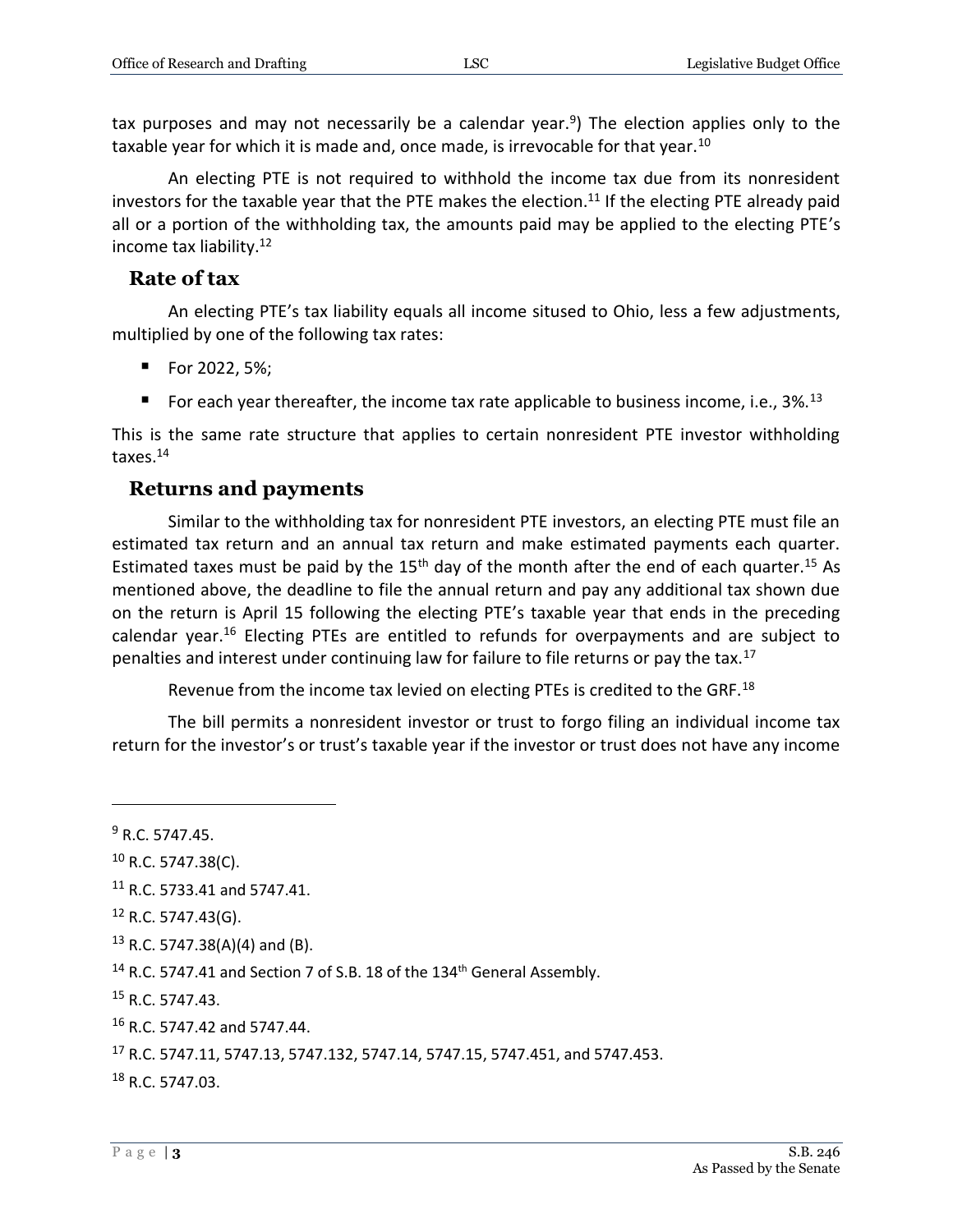tax purposes and may not necessarily be a calendar year.[9]) The election applies only to the taxable year for which it is made and, once made, is irrevocable for that year.[10]

An electing PTE is not required to withhold the income tax due from its nonresident investors for the taxable year that the PTE makes the election.[11] If the electing PTE already paid all or a portion of the withholding tax, the amounts paid may be applied to the electing PTE's income tax liability.[12]

## Rate of tax

An electing PTE's tax liability equals all income sitused to Ohio, less a few adjustments, multiplied by one of the following tax rates:

- For 2022, 5%;
- For each year thereafter, the income tax rate applicable to business income, i.e., 3%.[13]

This is the same rate structure that applies to certain nonresident PTE investor withholding taxes.[14]

## Returns and payments

Similar to the withholding tax for nonresident PTE investors, an electing PTE must file an estimated tax return and an annual tax return and make estimated payments each quarter. Estimated taxes must be paid by the 15th day of the month after the end of each quarter.[15] As mentioned above, the deadline to file the annual return and pay any additional tax shown due on the return is April 15 following the electing PTE's taxable year that ends in the preceding calendar year.[16] Electing PTEs are entitled to refunds for overpayments and are subject to penalties and interest under continuing law for failure to file returns or pay the tax.[17]

Revenue from the income tax levied on electing PTEs is credited to the GRF.[18]

The bill permits a nonresident investor or trust to forgo filing an individual income tax return for the investor's or trust's taxable year if the investor or trust does not have any income

---

[9] R.C. 5747.45.

[10] R.C. 5747.38(C).

[11] R.C. 5733.41 and 5747.41.

[12] R.C. 5747.43(G).

[13] R.C. 5747.38(A)(4) and (B).

[14] R.C. 5747.41 and Section 7 of S.B. 18 of the 134th General Assembly.

[15] R.C. 5747.43.

[16] R.C. 5747.42 and 5747.44.

[17] R.C. 5747.11, 5747.13, 5747.132, 5747.14, 5747.15, 5747.451, and 5747.453.

[18] R.C. 5747.03.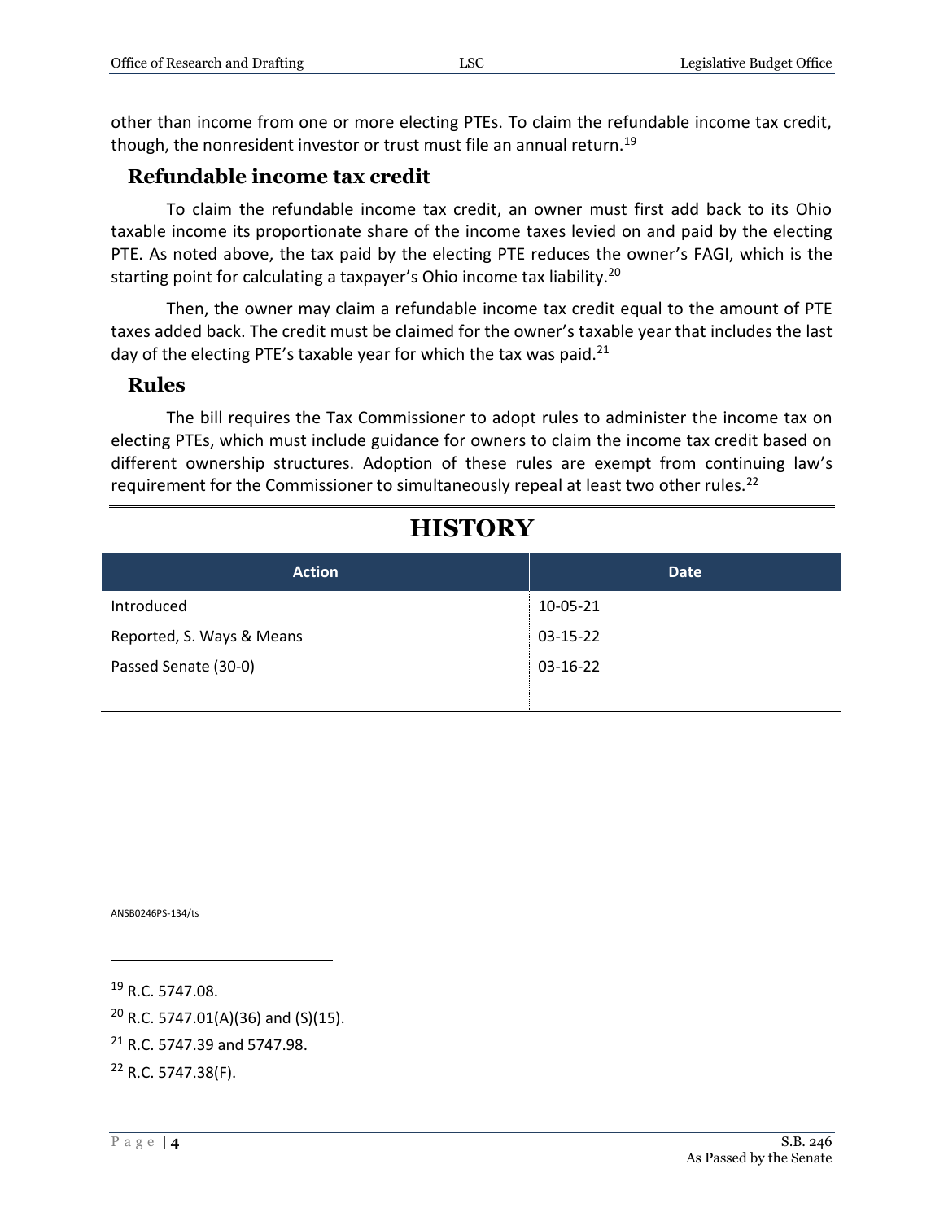other than income from one or more electing PTEs. To claim the refundable income tax credit, though, the nonresident investor or trust must file an annual return.[19]

### Refundable income tax credit

To claim the refundable income tax credit, an owner must first add back to its Ohio taxable income its proportionate share of the income taxes levied on and paid by the electing PTE. As noted above, the tax paid by the electing PTE reduces the owner's FAGI, which is the starting point for calculating a taxpayer's Ohio income tax liability.[20]

Then, the owner may claim a refundable income tax credit equal to the amount of PTE taxes added back. The credit must be claimed for the owner's taxable year that includes the last day of the electing PTE's taxable year for which the tax was paid.[21]

### Rules

The bill requires the Tax Commissioner to adopt rules to administer the income tax on electing PTEs, which must include guidance for owners to claim the income tax credit based on different ownership structures. Adoption of these rules are exempt from continuing law's requirement for the Commissioner to simultaneously repeal at least two other rules.[22]

## HISTORY

| Action | Date |
|---|---|
| Introduced | 10-05-21 |
| Reported, S. Ways & Means | 03-15-22 |
| Passed Senate (30-0) | 03-16-22 |

ANSB0246PS-134/ts

[19] R.C. 5747.08.

[20] R.C. 5747.01(A)(36) and (S)(15).

[21] R.C. 5747.39 and 5747.98.

[22] R.C. 5747.38(F).